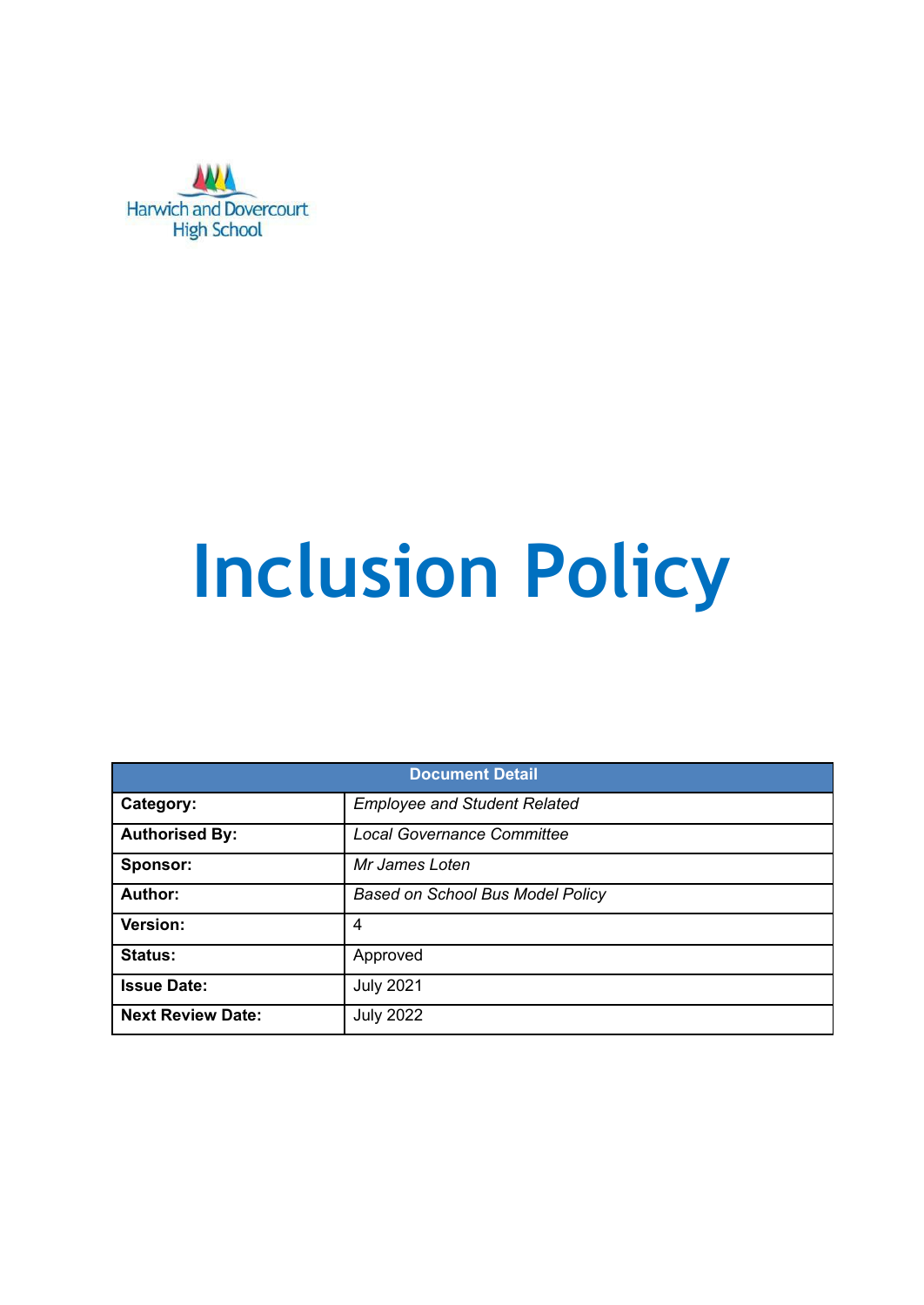Harwich and Dovercourt High School

# Inclusion Policy

| Document Detail | |
|---|---|
| **Category:** | *Employee and Student Related* |
| **Authorised By:** | *Local Governance Committee* |
| **Sponsor:** | *Mr James Loten* |
| **Author:** | *Based on School Bus Model Policy* |
| **Version:** | 4 |
| **Status:** | Approved |
| **Issue Date:** | July 2021 |
| **Next Review Date:** | July 2022 |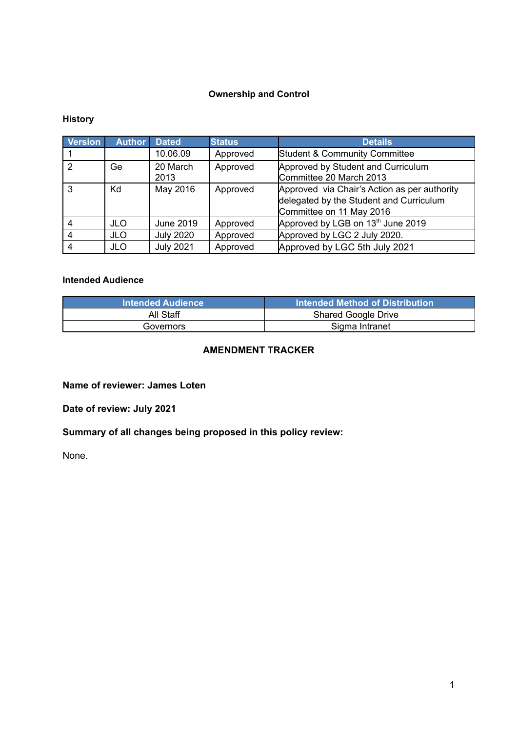**Ownership and Control**

**History**

| Version | Author | Dated | Status | Details |
|---|---|---|---|---|
| 1 | | 10.06.09 | Approved | Student & Community Committee |
| 2 | Ge | 20 March 2013 | Approved | Approved by Student and Curriculum Committee 20 March 2013 |
| 3 | Kd | May 2016 | Approved | Approved via Chair's Action as per authority delegated by the Student and Curriculum Committee on 11 May 2016 |
| 4 | JLO | June 2019 | Approved | Approved by LGB on 13th June 2019 |
| 4 | JLO | July 2020 | Approved | Approved by LGC 2 July 2020. |
| 4 | JLO | July 2021 | Approved | Approved by LGC 5th July 2021 |

**Intended Audience**

| Intended Audience | Intended Method of Distribution |
|---|---|
| All Staff | Shared Google Drive |
| Governors | Sigma Intranet |

**AMENDMENT TRACKER**

**Name of reviewer: James Loten**

**Date of review: July 2021**

**Summary of all changes being proposed in this policy review:**

None.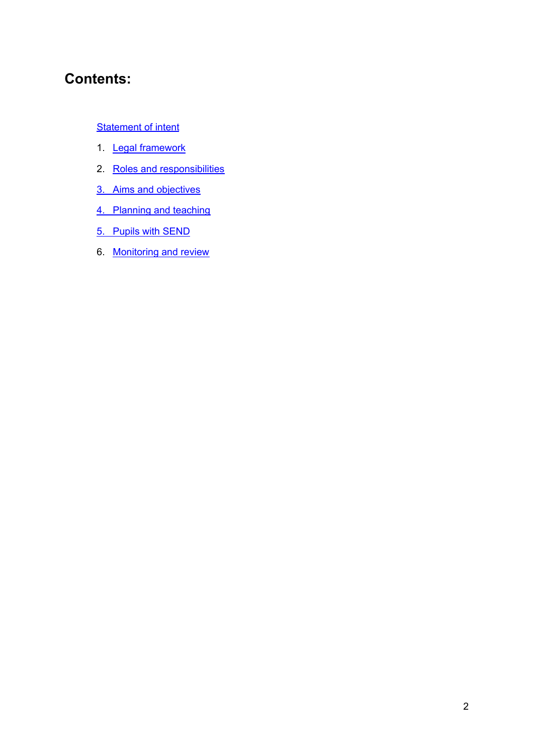# Contents:

Statement of intent

1. Legal framework
2. Roles and responsibilities
3. Aims and objectives
4. Planning and teaching
5. Pupils with SEND
6. Monitoring and review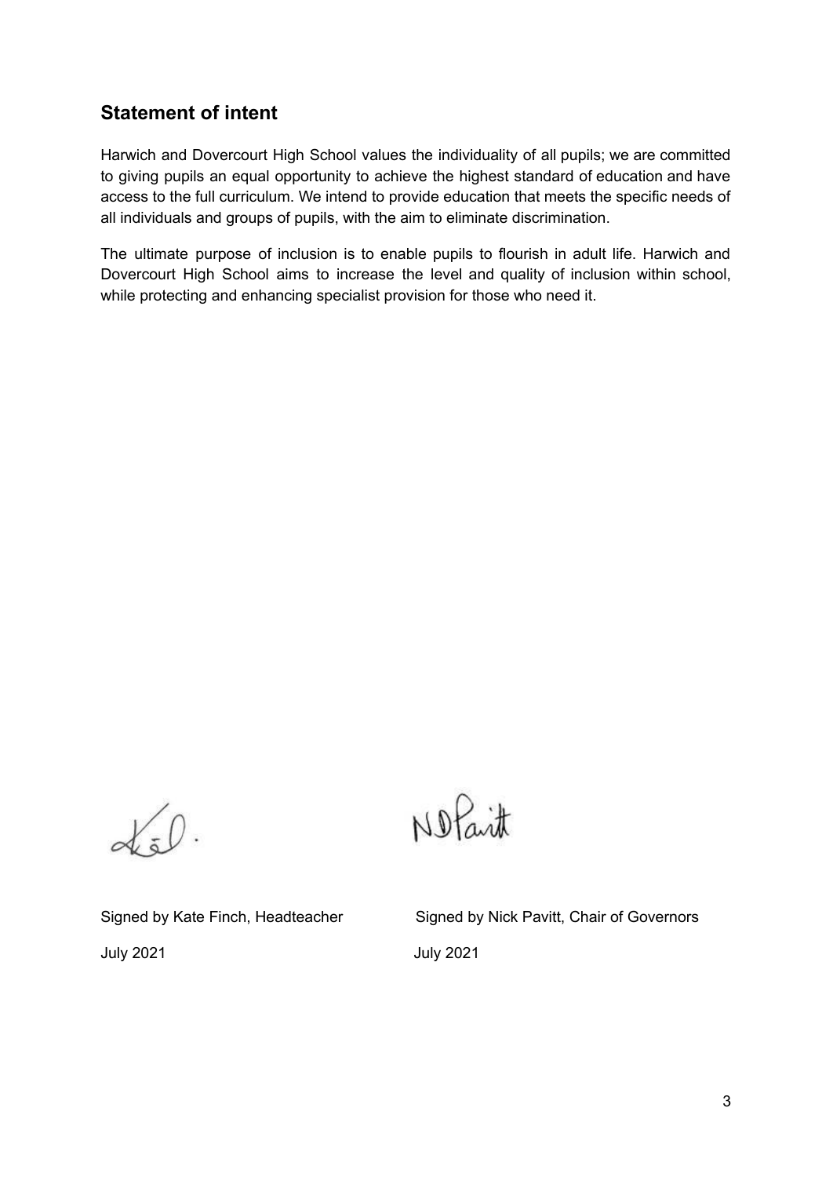## Statement of intent

Harwich and Dovercourt High School values the individuality of all pupils; we are committed to giving pupils an equal opportunity to achieve the highest standard of education and have access to the full curriculum. We intend to provide education that meets the specific needs of all individuals and groups of pupils, with the aim to eliminate discrimination.

The ultimate purpose of inclusion is to enable pupils to flourish in adult life. Harwich and Dovercourt High School aims to increase the level and quality of inclusion within school, while protecting and enhancing specialist provision for those who need it.

Signed by Kate Finch, Headteacher

July 2021

Signed by Nick Pavitt, Chair of Governors

July 2021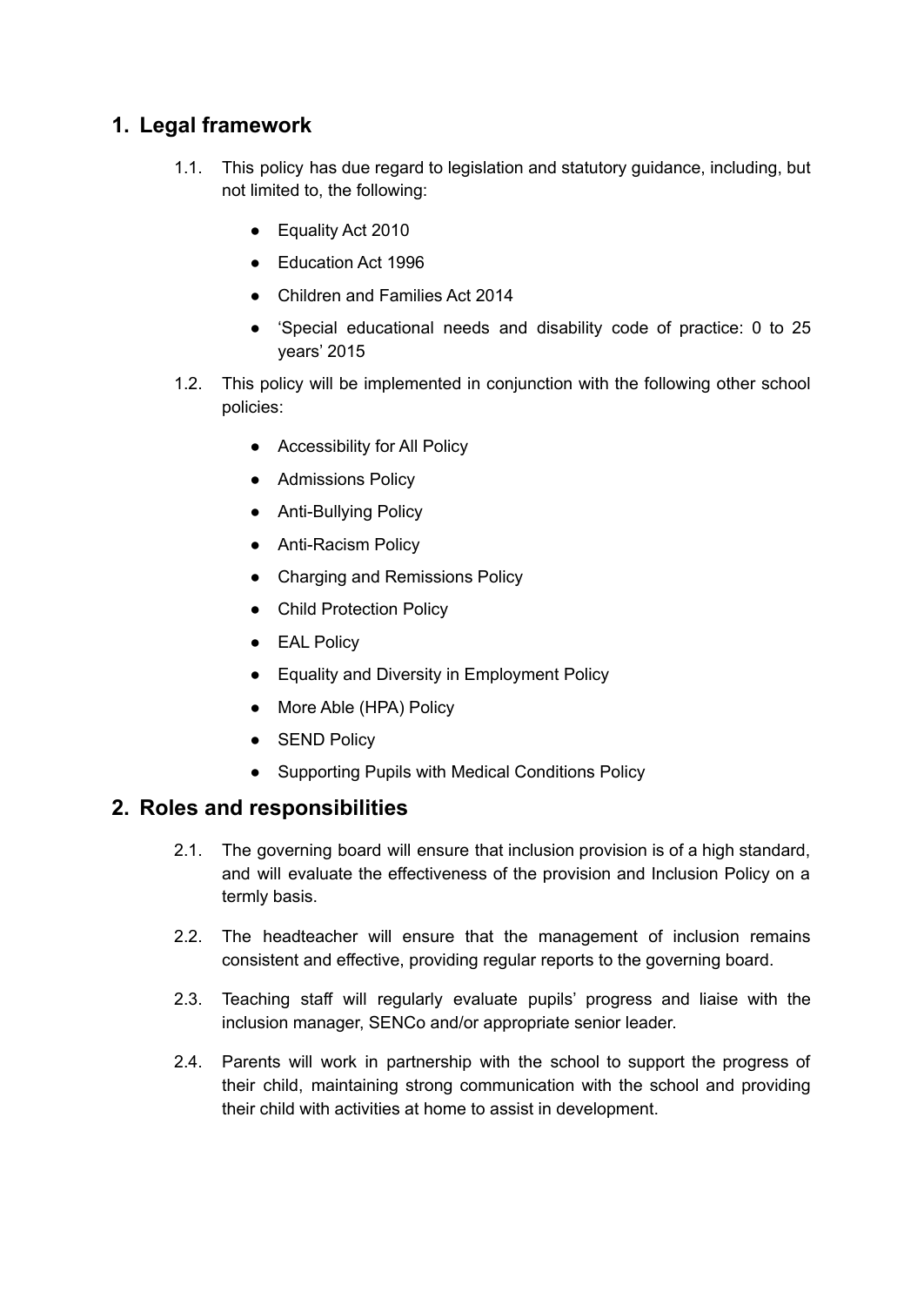## 1. Legal framework

1.1. This policy has due regard to legislation and statutory guidance, including, but not limited to, the following:

- Equality Act 2010
- Education Act 1996
- Children and Families Act 2014
- 'Special educational needs and disability code of practice: 0 to 25 years' 2015

1.2. This policy will be implemented in conjunction with the following other school policies:

- Accessibility for All Policy
- Admissions Policy
- Anti-Bullying Policy
- Anti-Racism Policy
- Charging and Remissions Policy
- Child Protection Policy
- EAL Policy
- Equality and Diversity in Employment Policy
- More Able (HPA) Policy
- SEND Policy
- Supporting Pupils with Medical Conditions Policy

## 2. Roles and responsibilities

2.1. The governing board will ensure that inclusion provision is of a high standard, and will evaluate the effectiveness of the provision and Inclusion Policy on a termly basis.

2.2. The headteacher will ensure that the management of inclusion remains consistent and effective, providing regular reports to the governing board.

2.3. Teaching staff will regularly evaluate pupils' progress and liaise with the inclusion manager, SENCo and/or appropriate senior leader.

2.4. Parents will work in partnership with the school to support the progress of their child, maintaining strong communication with the school and providing their child with activities at home to assist in development.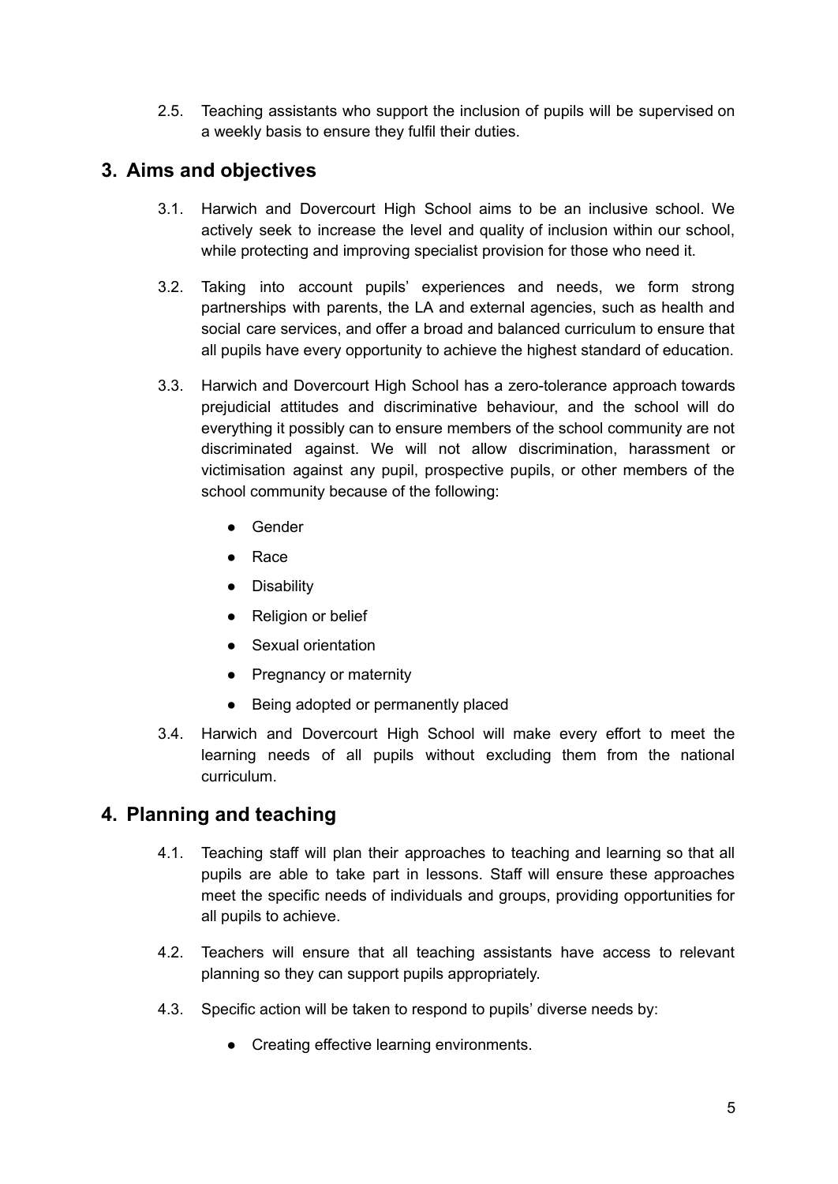2.5. Teaching assistants who support the inclusion of pupils will be supervised on a weekly basis to ensure they fulfil their duties.

## 3. Aims and objectives

3.1. Harwich and Dovercourt High School aims to be an inclusive school. We actively seek to increase the level and quality of inclusion within our school, while protecting and improving specialist provision for those who need it.

3.2. Taking into account pupils' experiences and needs, we form strong partnerships with parents, the LA and external agencies, such as health and social care services, and offer a broad and balanced curriculum to ensure that all pupils have every opportunity to achieve the highest standard of education.

3.3. Harwich and Dovercourt High School has a zero-tolerance approach towards prejudicial attitudes and discriminative behaviour, and the school will do everything it possibly can to ensure members of the school community are not discriminated against. We will not allow discrimination, harassment or victimisation against any pupil, prospective pupils, or other members of the school community because of the following:

- Gender
- Race
- Disability
- Religion or belief
- Sexual orientation
- Pregnancy or maternity
- Being adopted or permanently placed

3.4. Harwich and Dovercourt High School will make every effort to meet the learning needs of all pupils without excluding them from the national curriculum.

## 4. Planning and teaching

4.1. Teaching staff will plan their approaches to teaching and learning so that all pupils are able to take part in lessons. Staff will ensure these approaches meet the specific needs of individuals and groups, providing opportunities for all pupils to achieve.

4.2. Teachers will ensure that all teaching assistants have access to relevant planning so they can support pupils appropriately.

4.3. Specific action will be taken to respond to pupils' diverse needs by:

- Creating effective learning environments.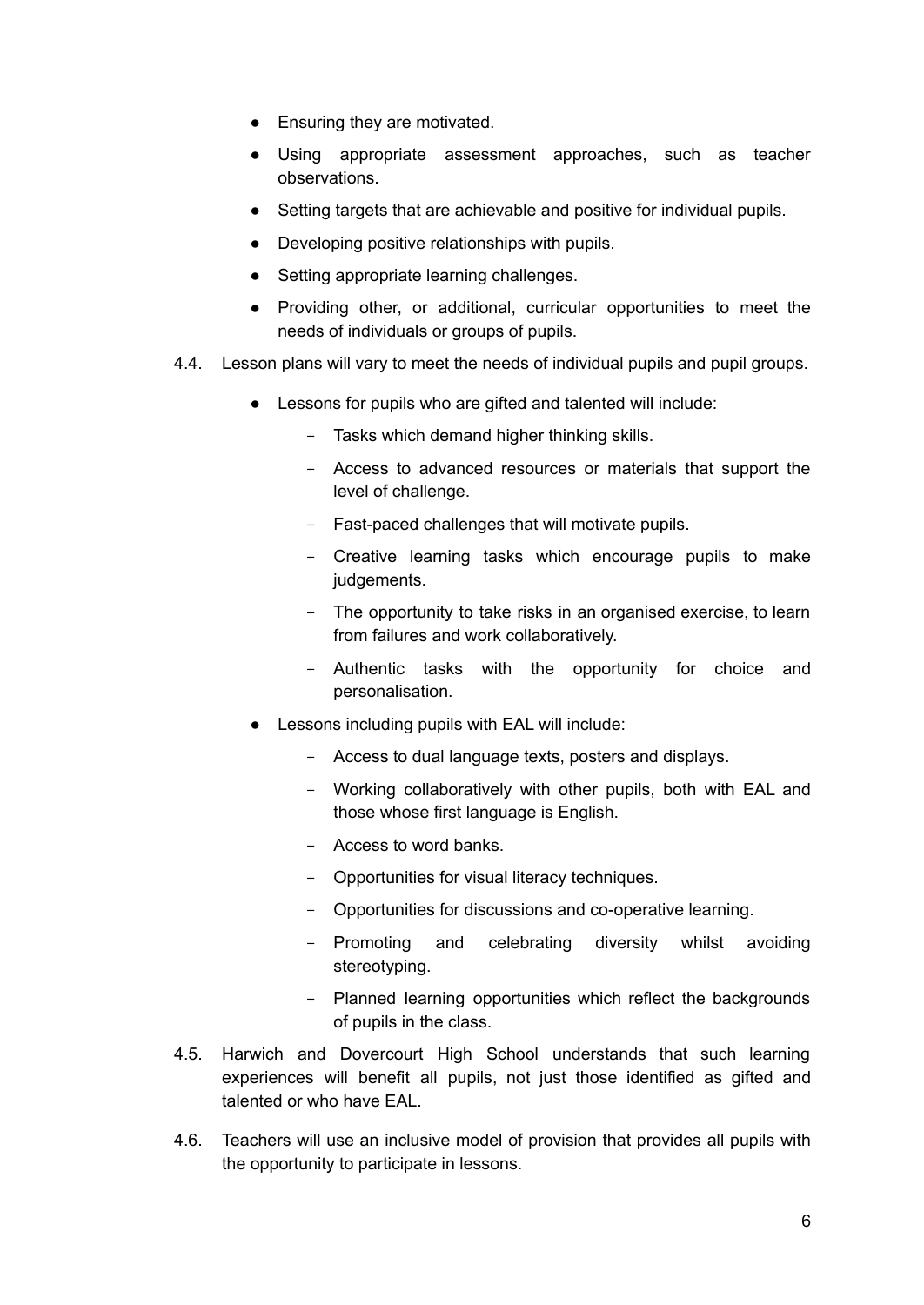- Ensuring they are motivated.
- Using appropriate assessment approaches, such as teacher observations.
- Setting targets that are achievable and positive for individual pupils.
- Developing positive relationships with pupils.
- Setting appropriate learning challenges.
- Providing other, or additional, curricular opportunities to meet the needs of individuals or groups of pupils.

4.4. Lesson plans will vary to meet the needs of individual pupils and pupil groups.

- Lessons for pupils who are gifted and talented will include:
  - Tasks which demand higher thinking skills.
  - Access to advanced resources or materials that support the level of challenge.
  - Fast-paced challenges that will motivate pupils.
  - Creative learning tasks which encourage pupils to make judgements.
  - The opportunity to take risks in an organised exercise, to learn from failures and work collaboratively.
  - Authentic tasks with the opportunity for choice and personalisation.
- Lessons including pupils with EAL will include:
  - Access to dual language texts, posters and displays.
  - Working collaboratively with other pupils, both with EAL and those whose first language is English.
  - Access to word banks.
  - Opportunities for visual literacy techniques.
  - Opportunities for discussions and co-operative learning.
  - Promoting and celebrating diversity whilst avoiding stereotyping.
  - Planned learning opportunities which reflect the backgrounds of pupils in the class.

4.5. Harwich and Dovercourt High School understands that such learning experiences will benefit all pupils, not just those identified as gifted and talented or who have EAL.

4.6. Teachers will use an inclusive model of provision that provides all pupils with the opportunity to participate in lessons.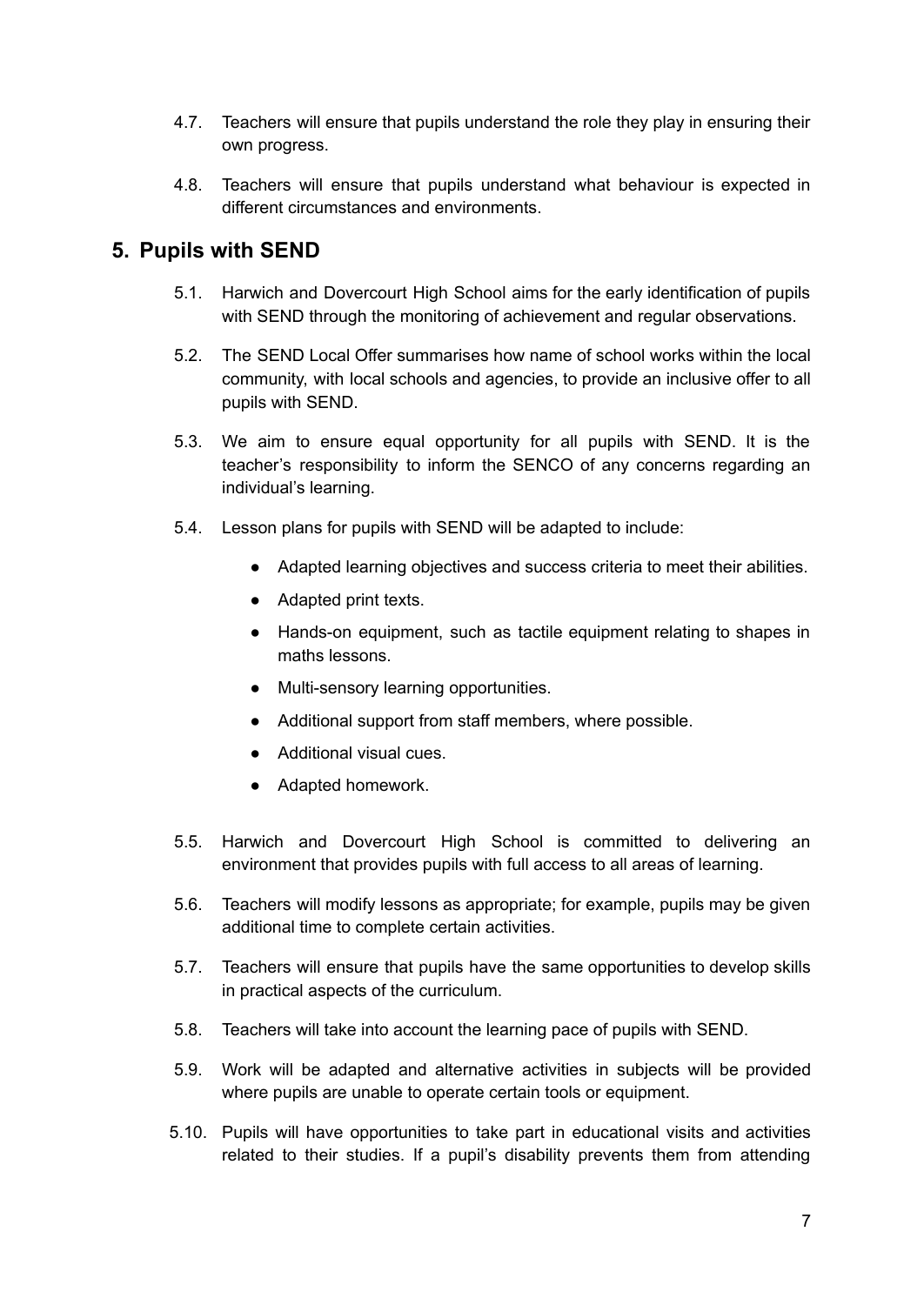4.7. Teachers will ensure that pupils understand the role they play in ensuring their own progress.

4.8. Teachers will ensure that pupils understand what behaviour is expected in different circumstances and environments.

## 5. Pupils with SEND

5.1. Harwich and Dovercourt High School aims for the early identification of pupils with SEND through the monitoring of achievement and regular observations.

5.2. The SEND Local Offer summarises how name of school works within the local community, with local schools and agencies, to provide an inclusive offer to all pupils with SEND.

5.3. We aim to ensure equal opportunity for all pupils with SEND. It is the teacher's responsibility to inform the SENCO of any concerns regarding an individual's learning.

5.4. Lesson plans for pupils with SEND will be adapted to include:

- Adapted learning objectives and success criteria to meet their abilities.
- Adapted print texts.
- Hands-on equipment, such as tactile equipment relating to shapes in maths lessons.
- Multi-sensory learning opportunities.
- Additional support from staff members, where possible.
- Additional visual cues.
- Adapted homework.

5.5. Harwich and Dovercourt High School is committed to delivering an environment that provides pupils with full access to all areas of learning.

5.6. Teachers will modify lessons as appropriate; for example, pupils may be given additional time to complete certain activities.

5.7. Teachers will ensure that pupils have the same opportunities to develop skills in practical aspects of the curriculum.

5.8. Teachers will take into account the learning pace of pupils with SEND.

5.9. Work will be adapted and alternative activities in subjects will be provided where pupils are unable to operate certain tools or equipment.

5.10. Pupils will have opportunities to take part in educational visits and activities related to their studies. If a pupil's disability prevents them from attending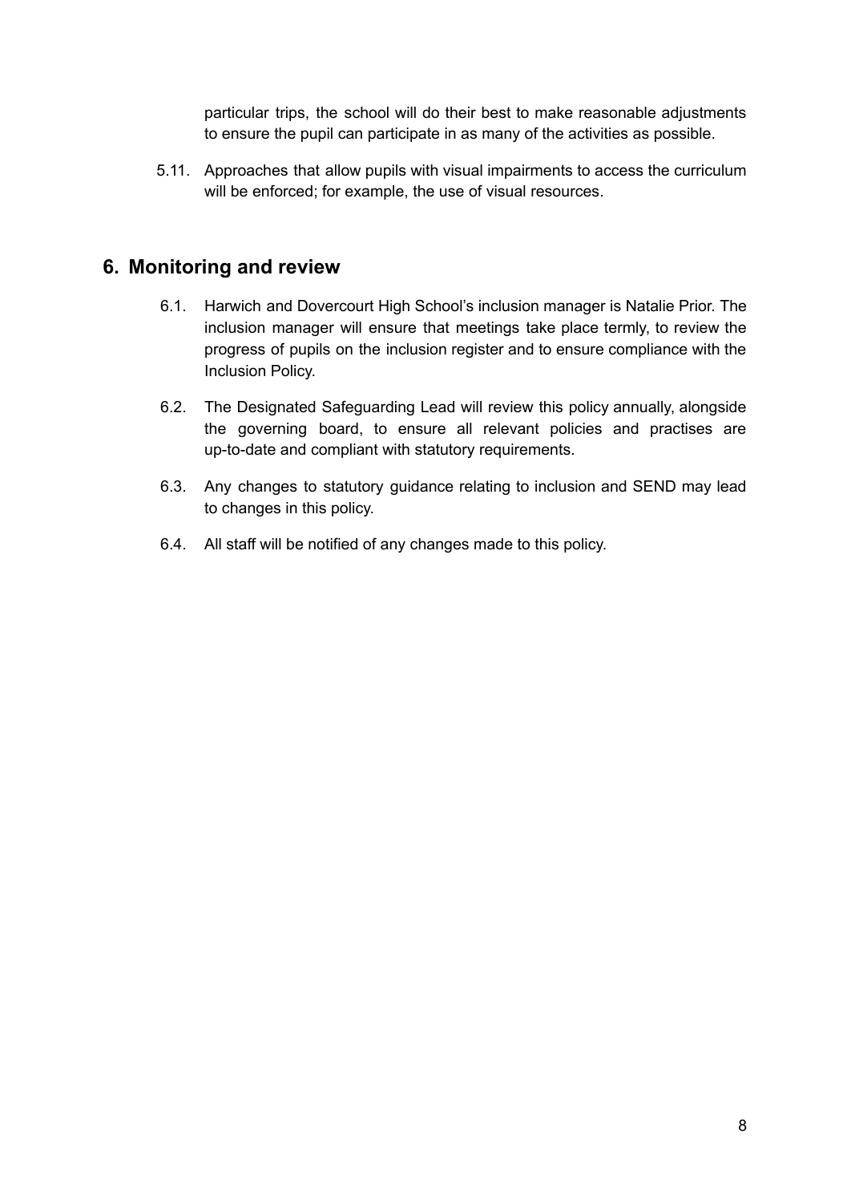particular trips, the school will do their best to make reasonable adjustments to ensure the pupil can participate in as many of the activities as possible.

5.11. Approaches that allow pupils with visual impairments to access the curriculum will be enforced; for example, the use of visual resources.

## 6. Monitoring and review

6.1. Harwich and Dovercourt High School's inclusion manager is Natalie Prior. The inclusion manager will ensure that meetings take place termly, to review the progress of pupils on the inclusion register and to ensure compliance with the Inclusion Policy.

6.2. The Designated Safeguarding Lead will review this policy annually, alongside the governing board, to ensure all relevant policies and practises are up-to-date and compliant with statutory requirements.

6.3. Any changes to statutory guidance relating to inclusion and SEND may lead to changes in this policy.

6.4. All staff will be notified of any changes made to this policy.